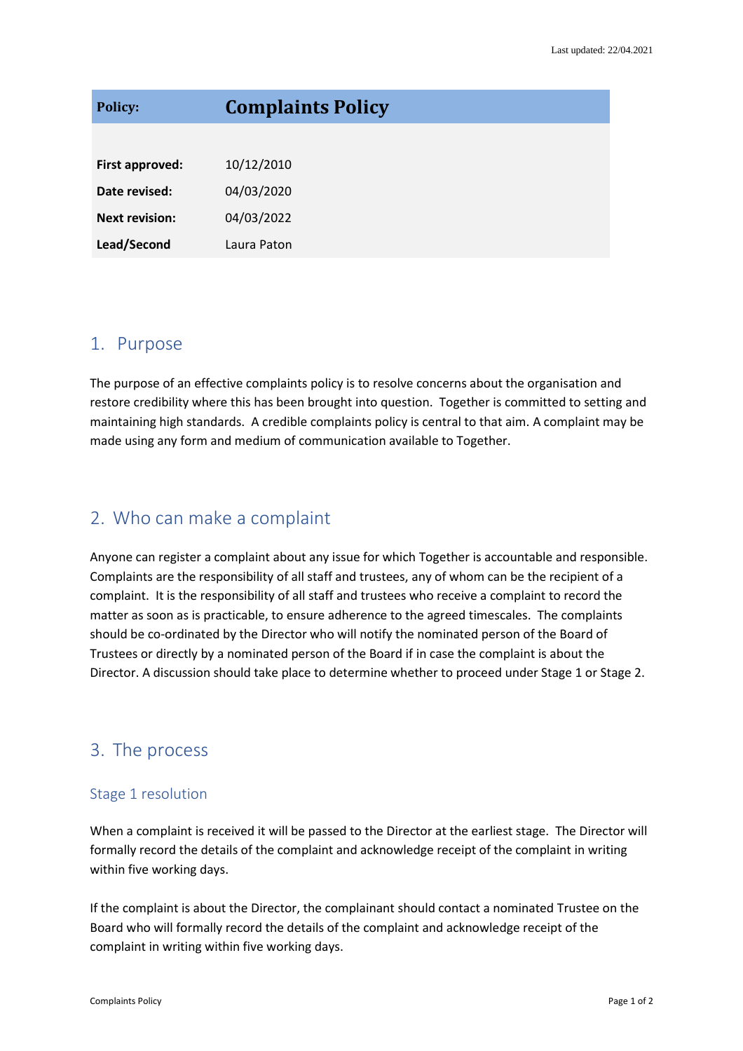Last updated: 22/04.2021

| Policy: | Complaints Policy |
|---|---|
| First approved: | 10/12/2010 |
| Date revised: | 04/03/2020 |
| Next revision: | 04/03/2022 |
| Lead/Second | Laura Paton |

## 1. Purpose

The purpose of an effective complaints policy is to resolve concerns about the organisation and restore credibility where this has been brought into question. Together is committed to setting and maintaining high standards. A credible complaints policy is central to that aim. A complaint may be made using any form and medium of communication available to Together.

## 2. Who can make a complaint

Anyone can register a complaint about any issue for which Together is accountable and responsible. Complaints are the responsibility of all staff and trustees, any of whom can be the recipient of a complaint. It is the responsibility of all staff and trustees who receive a complaint to record the matter as soon as is practicable, to ensure adherence to the agreed timescales. The complaints should be co-ordinated by the Director who will notify the nominated person of the Board of Trustees or directly by a nominated person of the Board if in case the complaint is about the Director. A discussion should take place to determine whether to proceed under Stage 1 or Stage 2.

## 3. The process

### Stage 1 resolution

When a complaint is received it will be passed to the Director at the earliest stage. The Director will formally record the details of the complaint and acknowledge receipt of the complaint in writing within five working days.

If the complaint is about the Director, the complainant should contact a nominated Trustee on the Board who will formally record the details of the complaint and acknowledge receipt of the complaint in writing within five working days.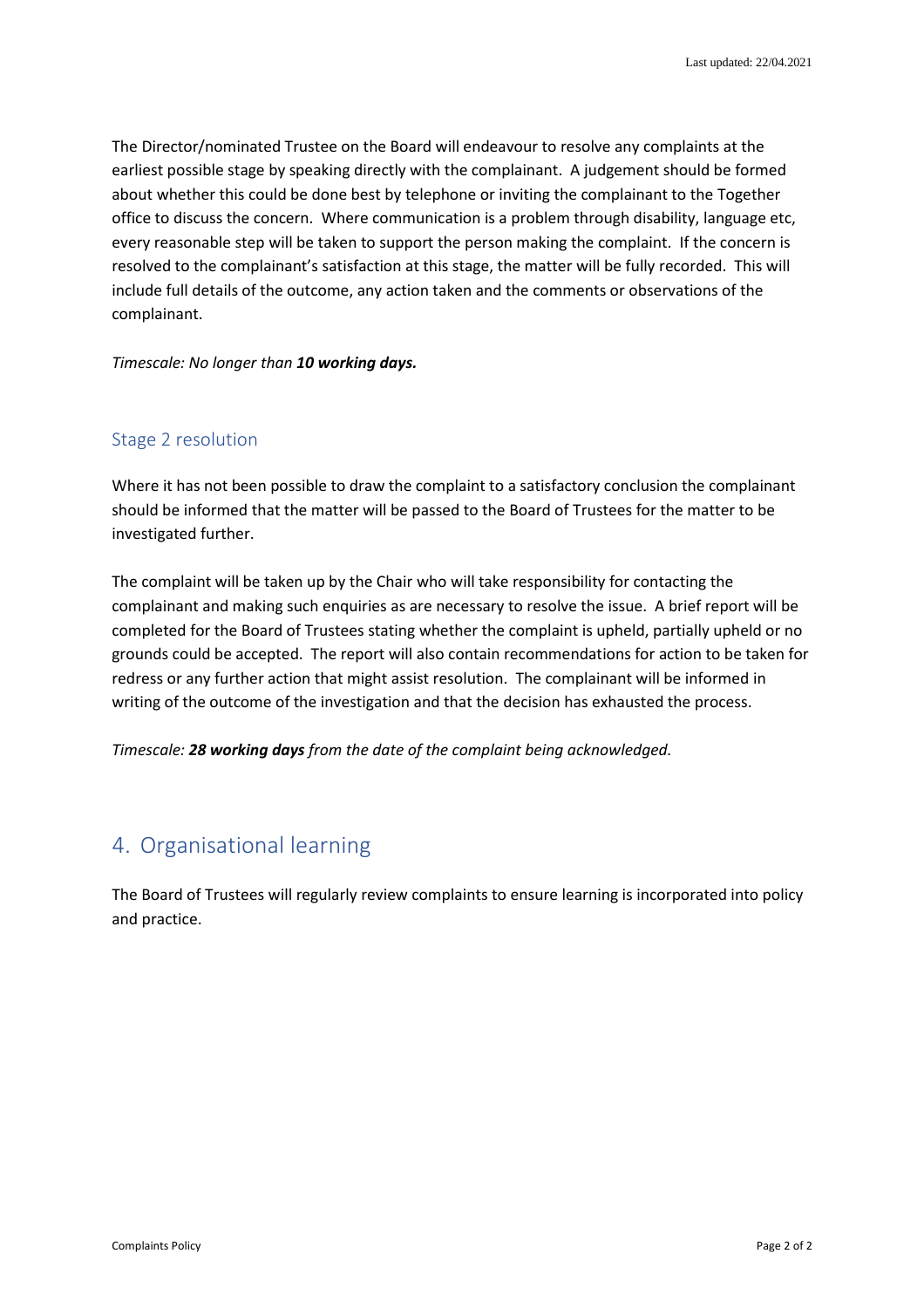The Director/nominated Trustee on the Board will endeavour to resolve any complaints at the earliest possible stage by speaking directly with the complainant. A judgement should be formed about whether this could be done best by telephone or inviting the complainant to the Together office to discuss the concern. Where communication is a problem through disability, language etc, every reasonable step will be taken to support the person making the complaint. If the concern is resolved to the complainant's satisfaction at this stage, the matter will be fully recorded. This will include full details of the outcome, any action taken and the comments or observations of the complainant.

*Timescale: No longer than **10 working days.***

### Stage 2 resolution

Where it has not been possible to draw the complaint to a satisfactory conclusion the complainant should be informed that the matter will be passed to the Board of Trustees for the matter to be investigated further.

The complaint will be taken up by the Chair who will take responsibility for contacting the complainant and making such enquiries as are necessary to resolve the issue. A brief report will be completed for the Board of Trustees stating whether the complaint is upheld, partially upheld or no grounds could be accepted. The report will also contain recommendations for action to be taken for redress or any further action that might assist resolution. The complainant will be informed in writing of the outcome of the investigation and that the decision has exhausted the process.

*Timescale: **28 working days** from the date of the complaint being acknowledged.*

## 4. Organisational learning

The Board of Trustees will regularly review complaints to ensure learning is incorporated into policy and practice.